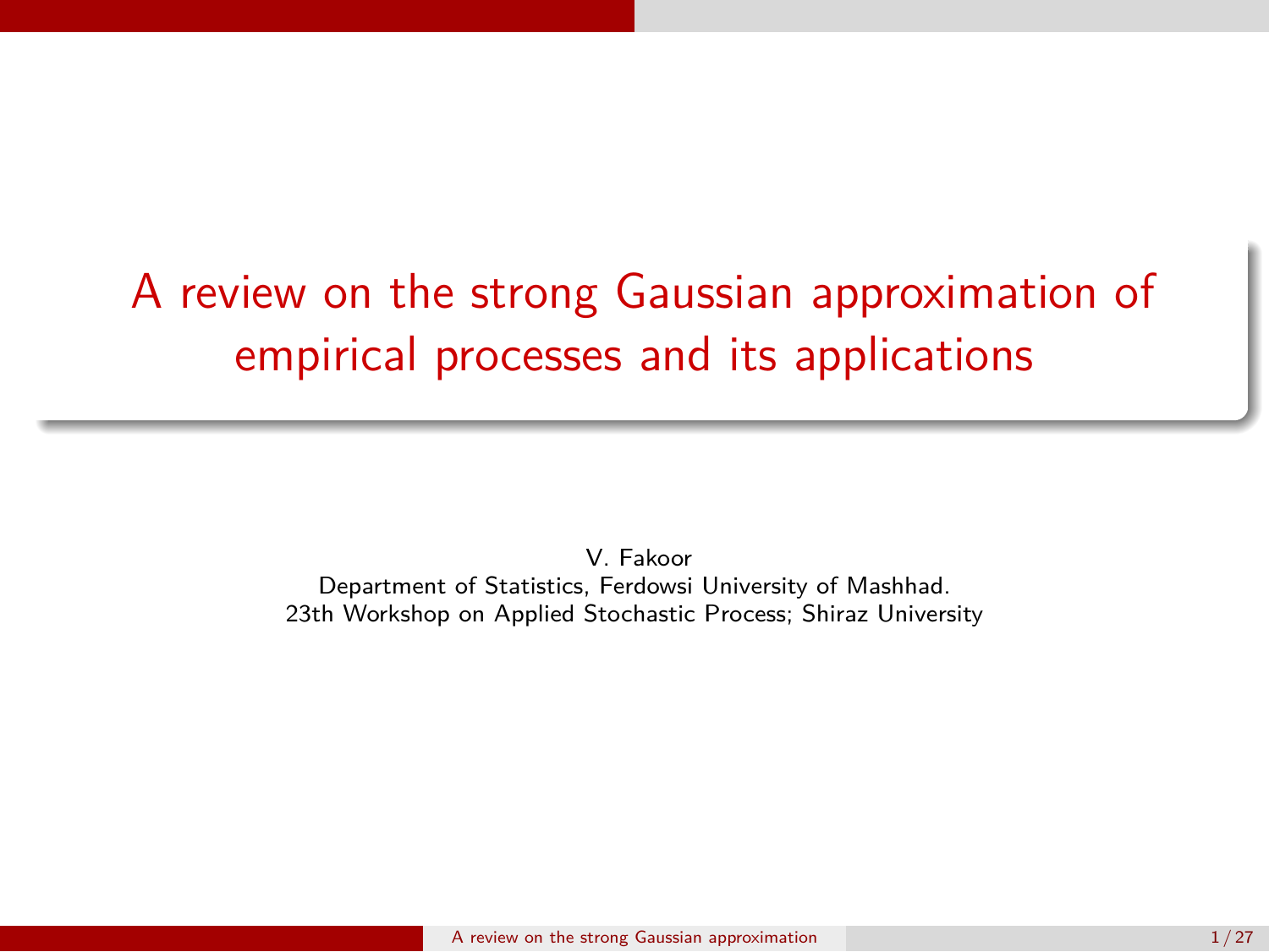# A review on the strong Gaussian approximation of empirical processes and its applications

V. Fakoor

Department of Statistics, Ferdowsi University of Mashhad.

23th Workshop on Applied Stochastic Process; Shiraz University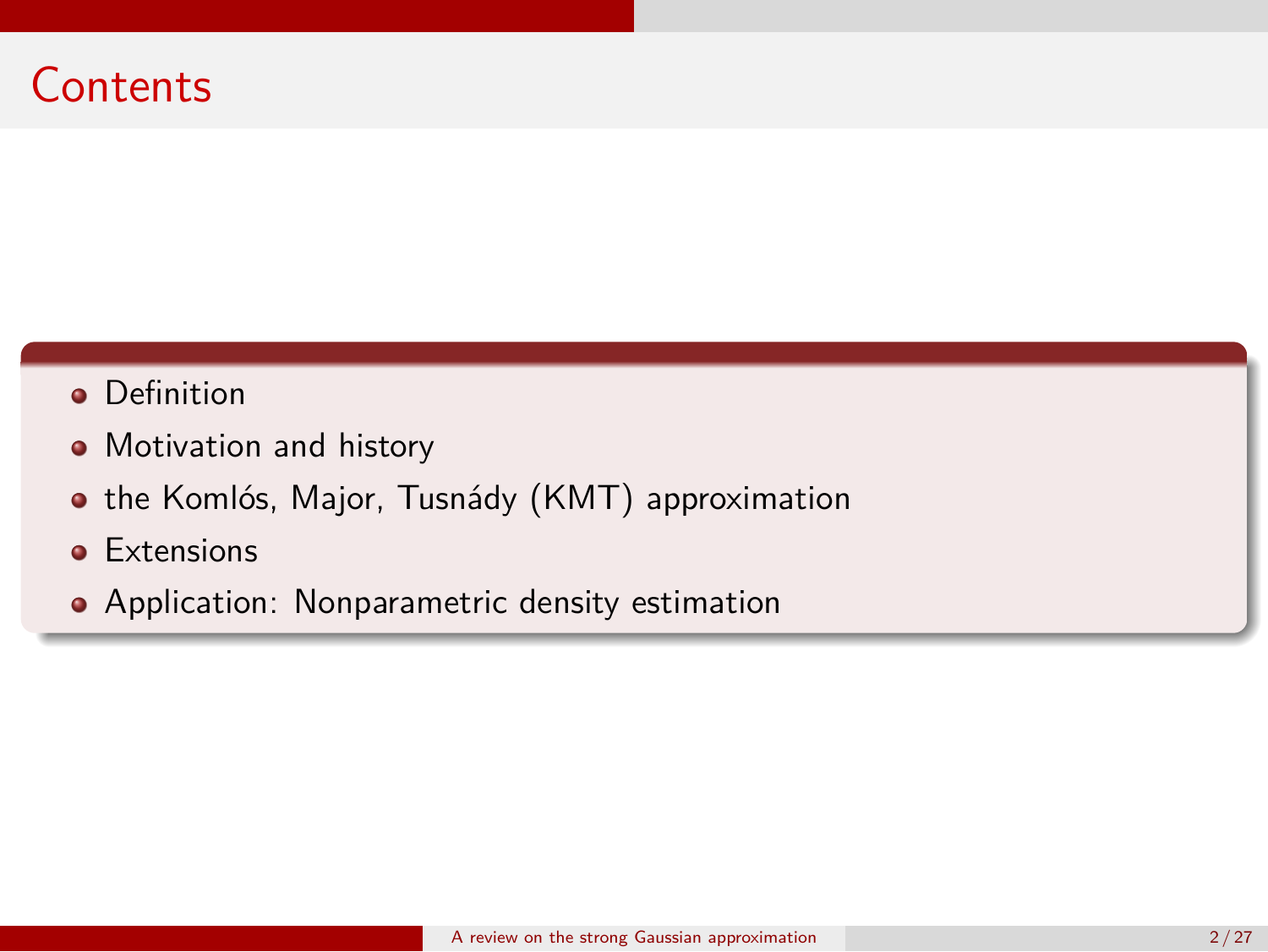# Contents

- Definition
- Motivation and history
- the Komlós, Major, Tusnády (KMT) approximation
- Extensions
- Application: Nonparametric density estimation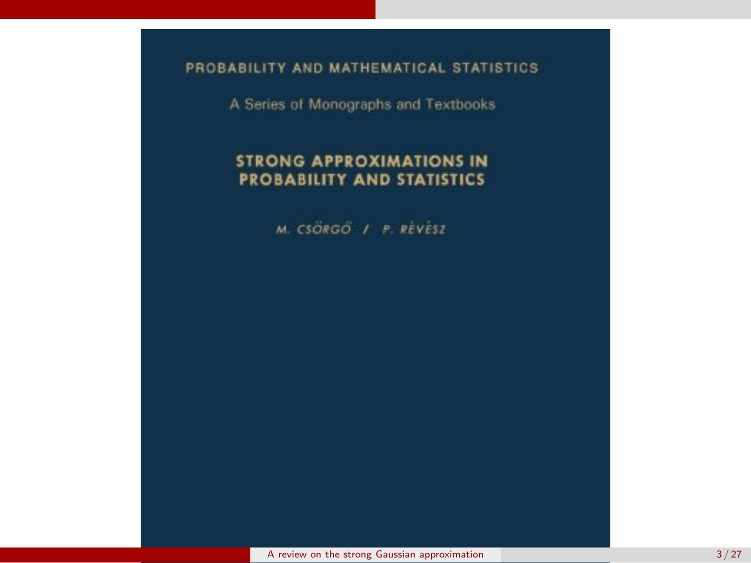PROBABILITY AND MATHEMATICAL STATISTICS

A Series of Monographs and Textbooks

**STRONG APPROXIMATIONS IN PROBABILITY AND STATISTICS**

*M. CSÖRGŐ / P. RÉVÉSZ*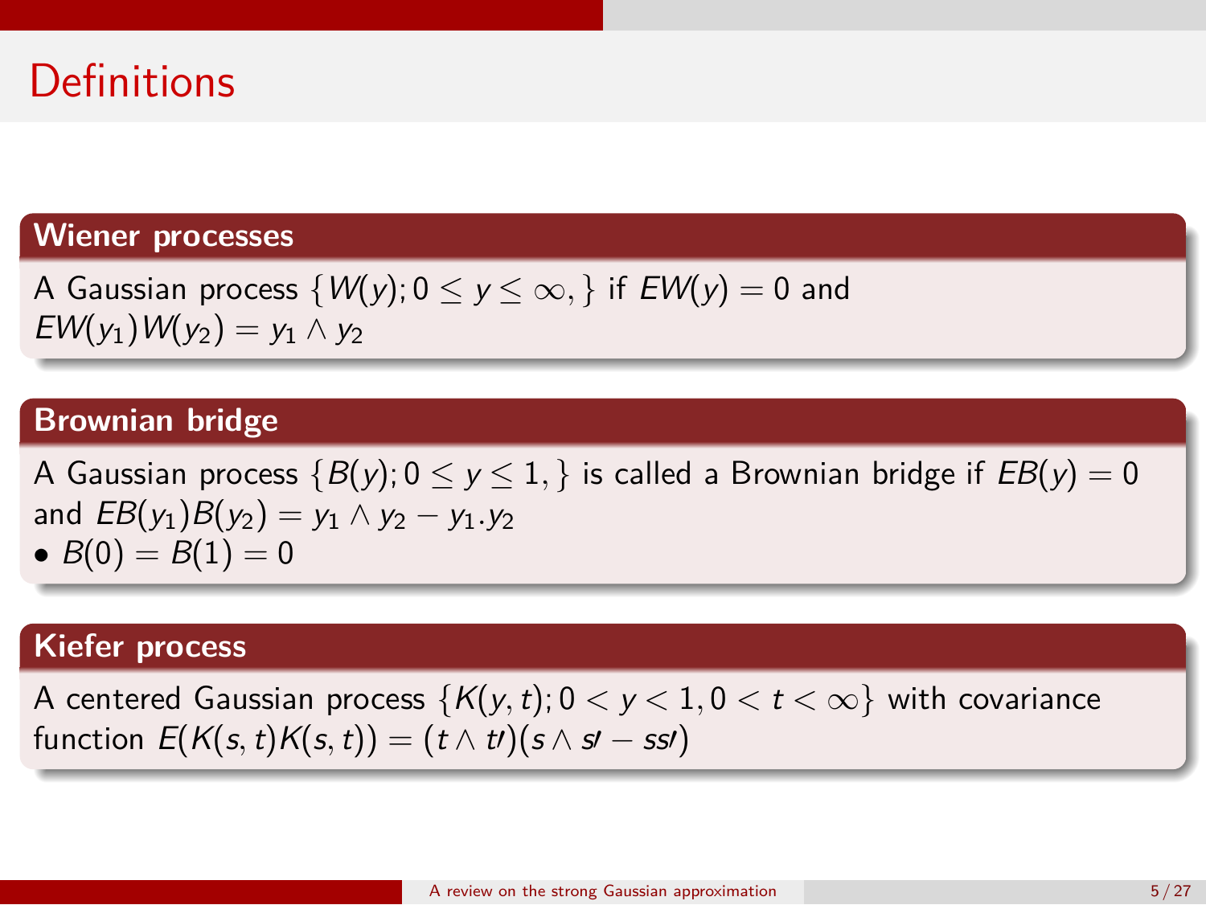## Definitions

### Wiener processes

A Gaussian process $\{W(y); 0 \leq y \leq \infty,\}$ if $EW(y) = 0$ and $EW(y_1)W(y_2) = y_1 \wedge y_2$

### Brownian bridge

A Gaussian process $\{B(y); 0 \leq y \leq 1,\}$ is called a Brownian bridge if $EB(y) = 0$ and $EB(y_1)B(y_2) = y_1 \wedge y_2 - y_1.y_2$

- $B(0) = B(1) = 0$

### Kiefer process

A centered Gaussian process $\{K(y,t); 0 < y < 1, 0 < t < \infty\}$ with covariance function $E(K(s,t)K(s,t)) = (t \wedge t\prime)(s \wedge s\prime - ss\prime)$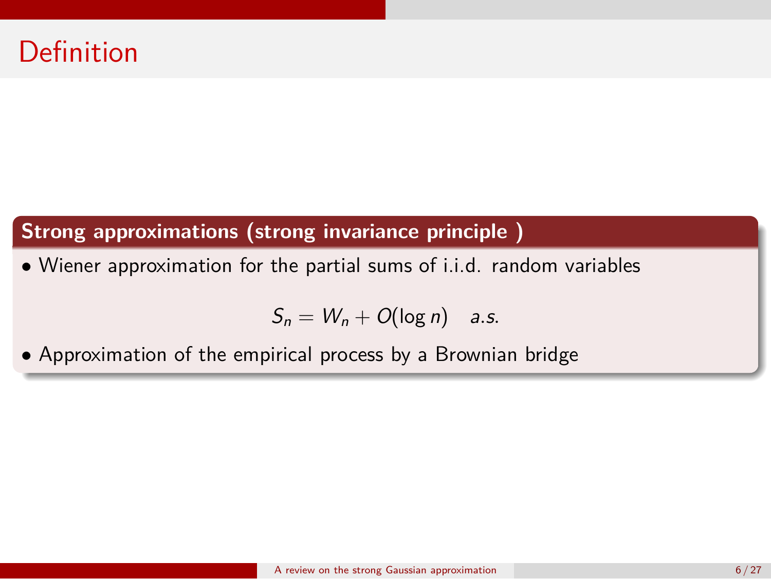# Definition

**Strong approximations (strong invariance principle )**

- Wiener approximation for the partial sums of i.i.d. random variables

$$S_n = W_n + O(\log n) \quad a.s.$$

- Approximation of the empirical process by a Brownian bridge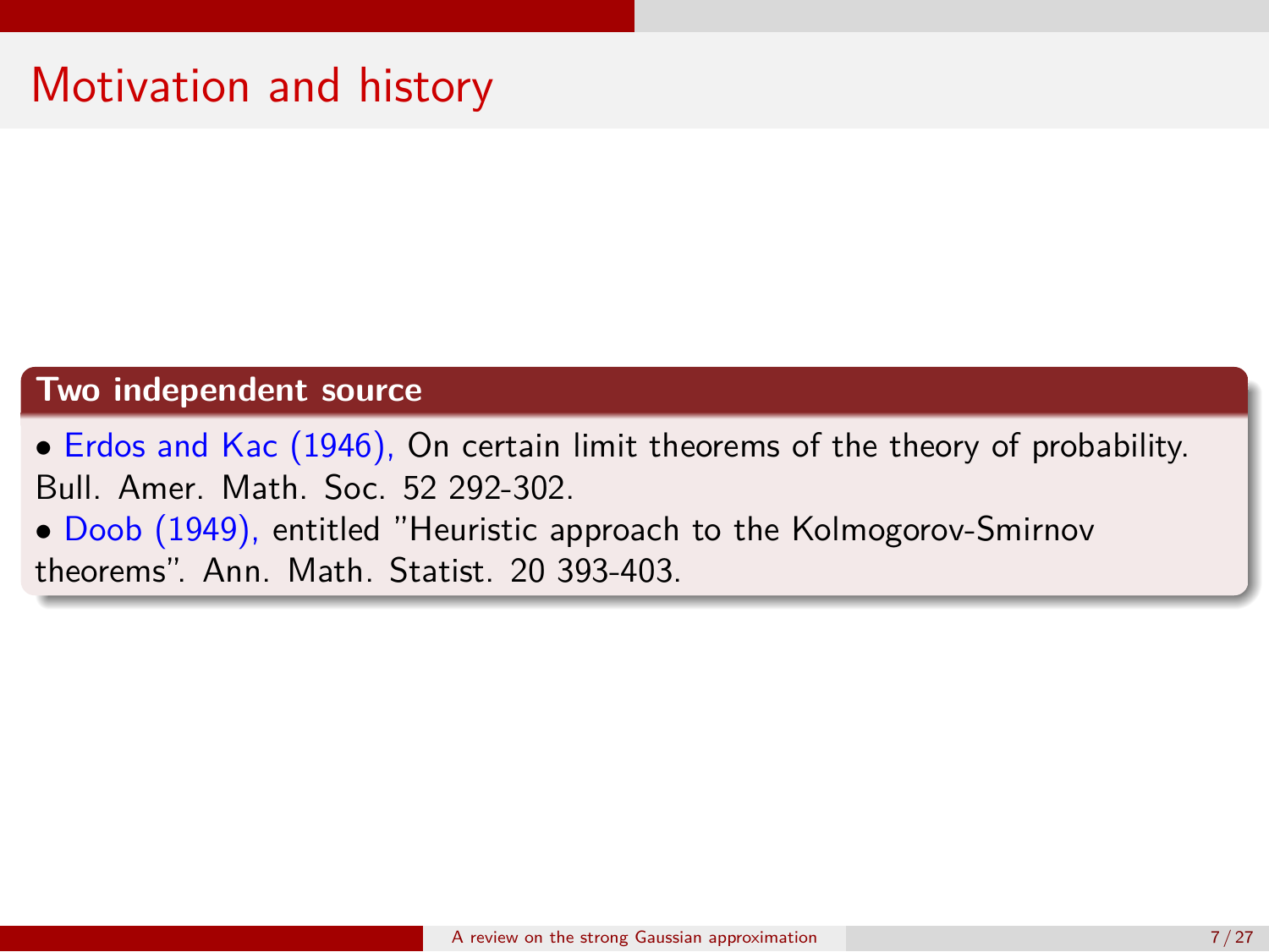# Motivation and history

**Two independent source**

- Erdos and Kac (1946), On certain limit theorems of the theory of probability. Bull. Amer. Math. Soc. 52 292-302.
- Doob (1949), entitled "Heuristic approach to the Kolmogorov-Smirnov theorems". Ann. Math. Statist. 20 393-403.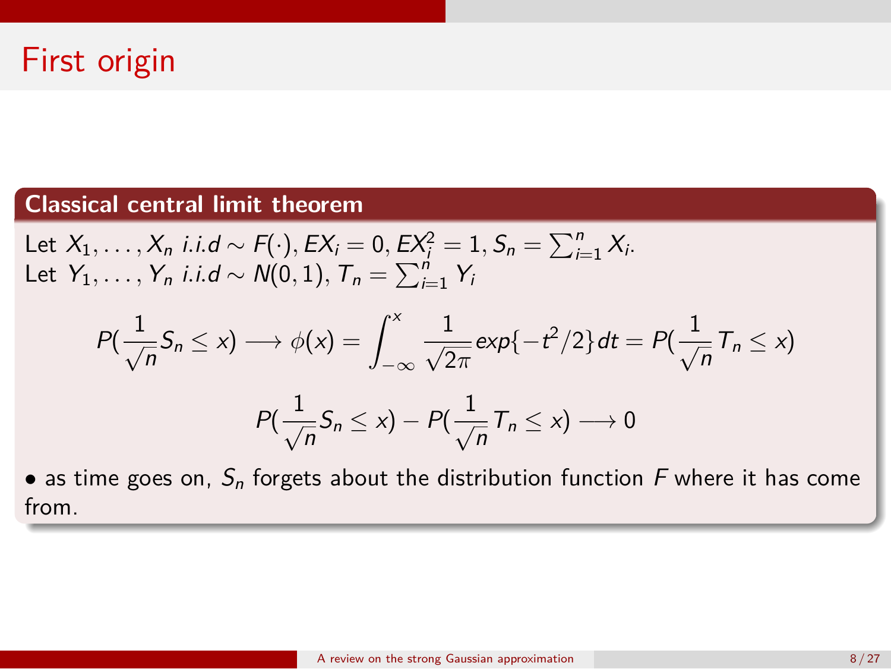# First origin

**Classical central limit theorem**

Let $X_1, \ldots, X_n$ $i.i.d \sim F(\cdot), EX_i = 0, EX_i^2 = 1, S_n = \sum_{i=1}^n X_i$.
Let $Y_1, \ldots, Y_n$ $i.i.d \sim N(0,1)$, $T_n = \sum_{i=1}^n Y_i$

$$P(\frac{1}{\sqrt{n}} S_n \leq x) \longrightarrow \phi(x) = \int_{-\infty}^{x} \frac{1}{\sqrt{2\pi}} exp\{-t^2/2\} dt = P(\frac{1}{\sqrt{n}} T_n \leq x)$$

$$P(\frac{1}{\sqrt{n}} S_n \leq x) - P(\frac{1}{\sqrt{n}} T_n \leq x) \longrightarrow 0$$

- as time goes on, $S_n$ forgets about the distribution function $F$ where it has come from.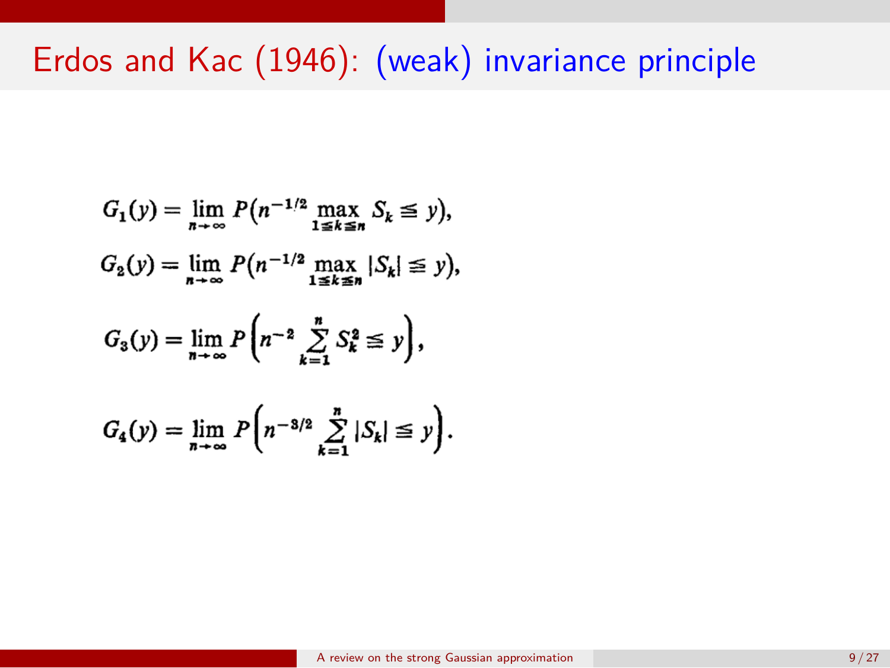# Erdos and Kac (1946): (weak) invariance principle

$$G_1(y) = \lim_{n \to \infty} P\left(n^{-1/2} \max_{1 \leq k \leq n} S_k \leq y\right),$$

$$G_2(y) = \lim_{n \to \infty} P\left(n^{-1/2} \max_{1 \leq k \leq n} |S_k| \leq y\right),$$

$$G_3(y) = \lim_{n \to \infty} P\left(n^{-2} \sum_{k=1}^{n} S_k^2 \leq y\right),$$

$$G_4(y) = \lim_{n \to \infty} P\left(n^{-3/2} \sum_{k=1}^{n} |S_k| \leq y\right).$$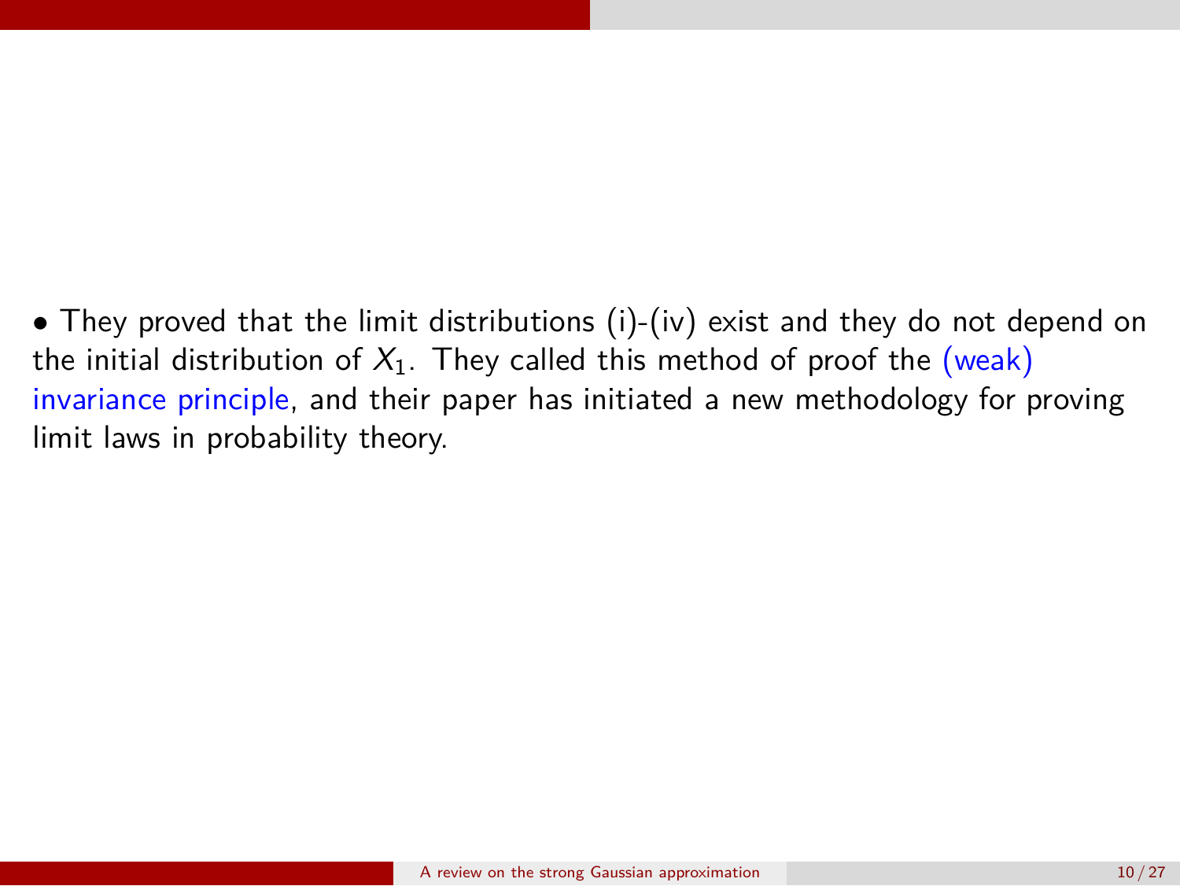- They proved that the limit distributions (i)-(iv) exist and they do not depend on the initial distribution of $X_1$. They called this method of proof the (weak) invariance principle, and their paper has initiated a new methodology for proving limit laws in probability theory.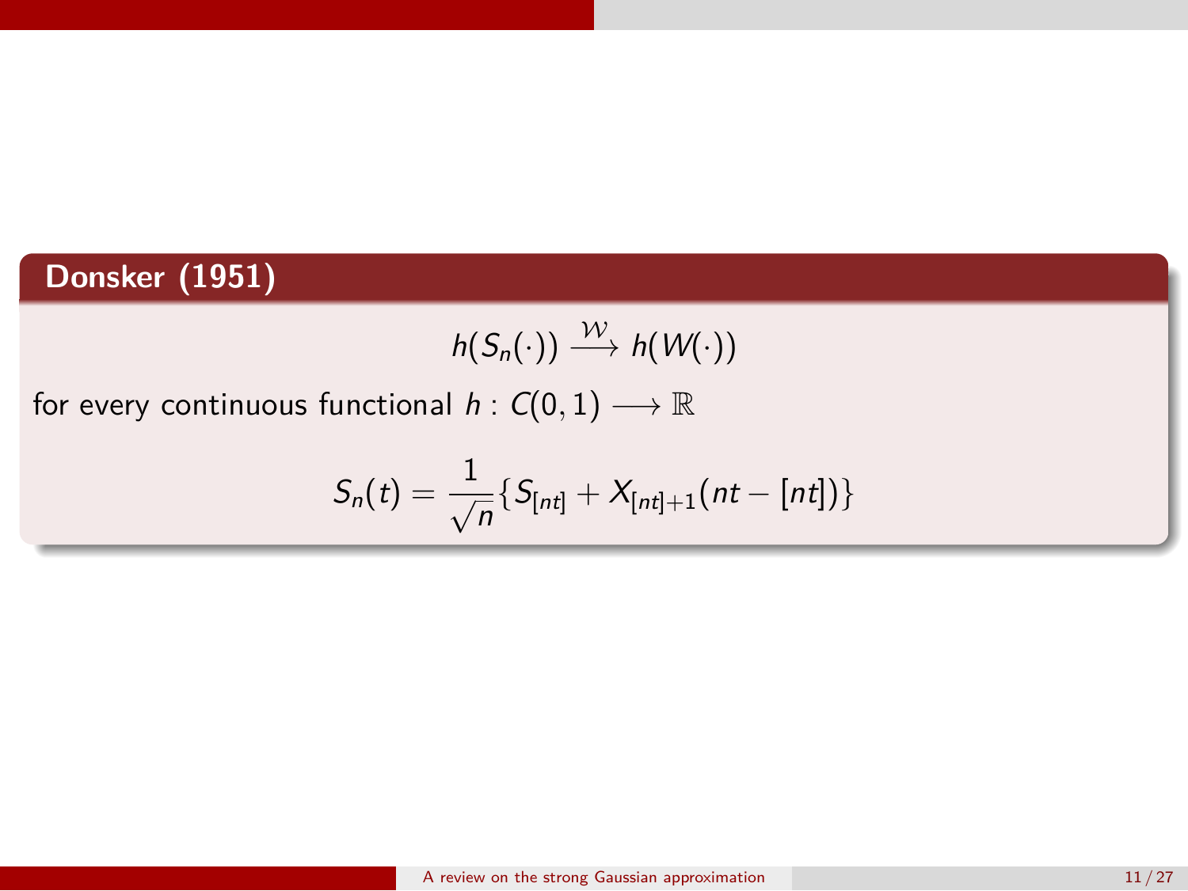## Donsker (1951)

$$h(S_n(\cdot)) \xrightarrow{\mathcal{W}} h(W(\cdot))$$

for every continuous functional $h : C(0,1) \longrightarrow \mathbb{R}$

$$S_n(t) = \frac{1}{\sqrt{n}}\{S_{[nt]} + X_{[nt]+1}(nt - [nt])\}$$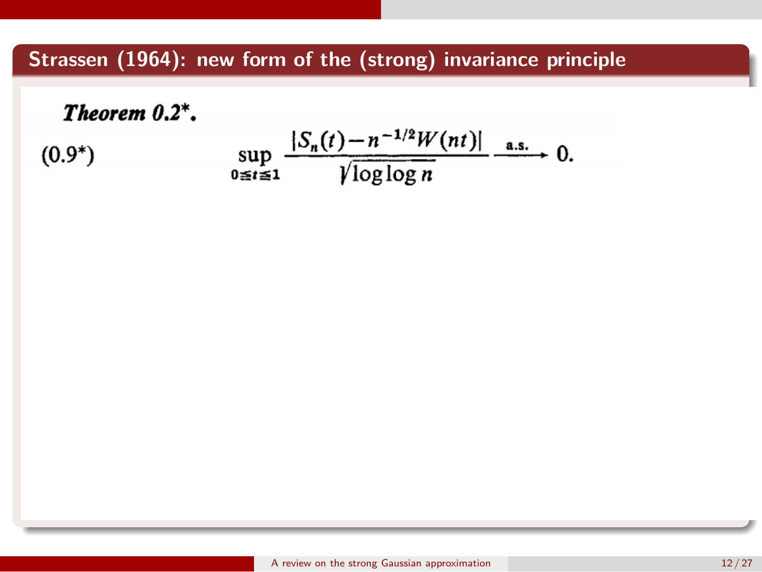## Strassen (1964): new form of the (strong) invariance principle

***Theorem 0.2\*.***

$$\sup_{0 \leq t \leq 1} \frac{|S_n(t) - n^{-1/2} W(nt)|}{\sqrt{\log \log n}} \xrightarrow{\text{a.s.}} 0. \tag{0.9*}$$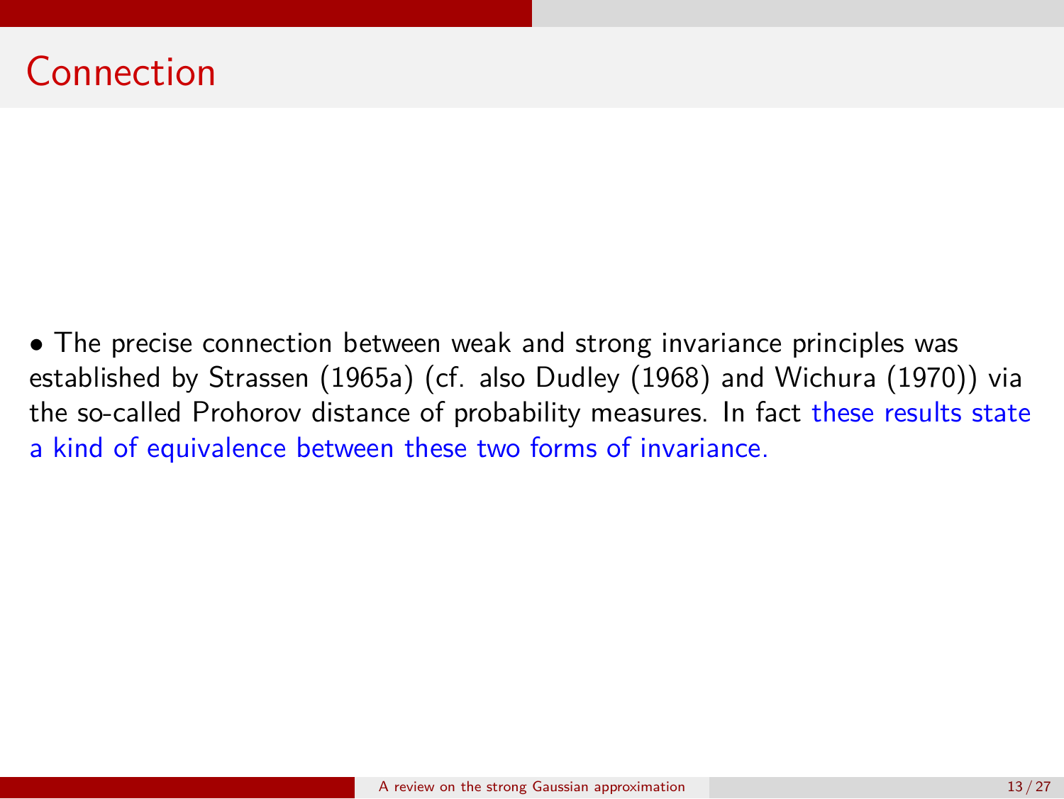# Connection

- The precise connection between weak and strong invariance principles was established by Strassen (1965a) (cf. also Dudley (1968) and Wichura (1970)) via the so-called Prohorov distance of probability measures. In fact these results state a kind of equivalence between these two forms of invariance.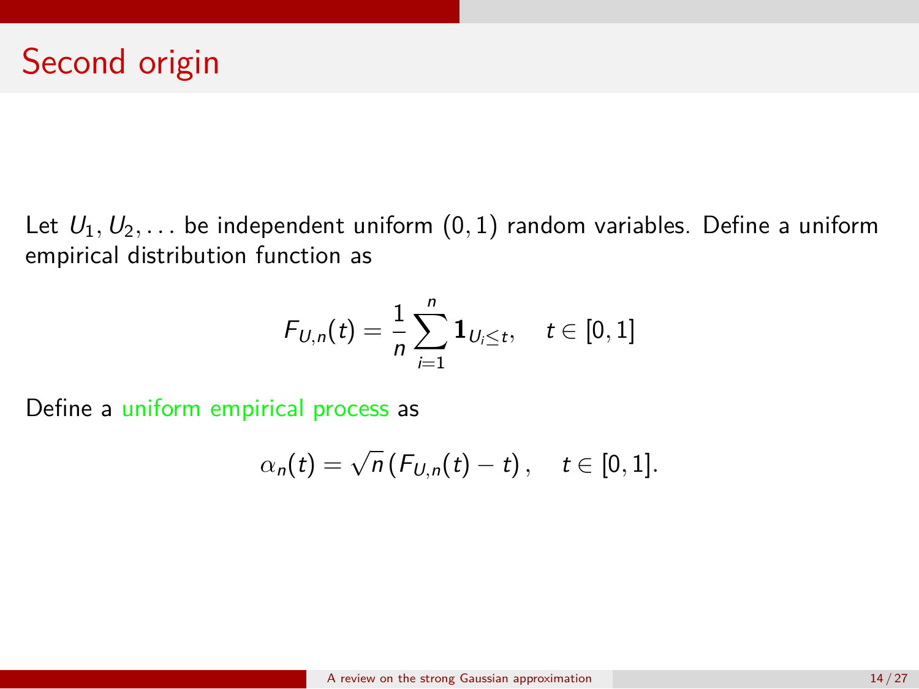# Second origin

Let $U_1, U_2, \ldots$ be independent uniform $(0, 1)$ random variables. Define a uniform empirical distribution function as

$$F_{U,n}(t) = \frac{1}{n} \sum_{i=1}^{n} \mathbf{1}_{U_i \leq t}, \quad t \in [0, 1]$$

Define a uniform empirical process as

$$\alpha_n(t) = \sqrt{n} \left( F_{U,n}(t) - t \right), \quad t \in [0, 1].$$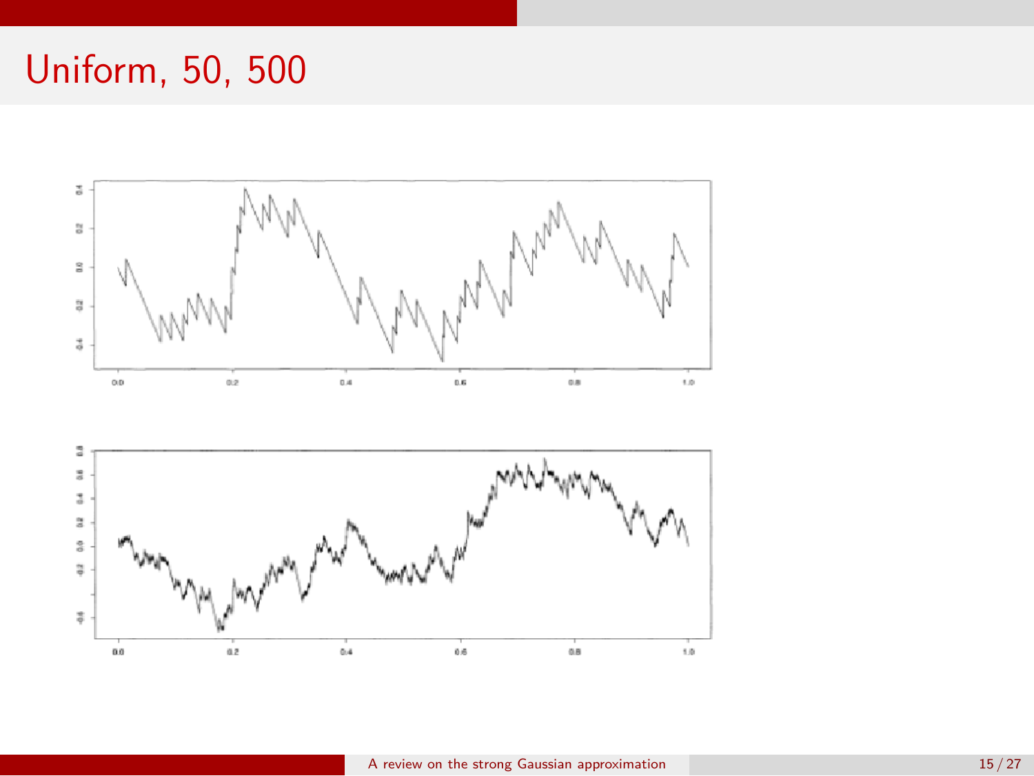# Uniform, 50, 500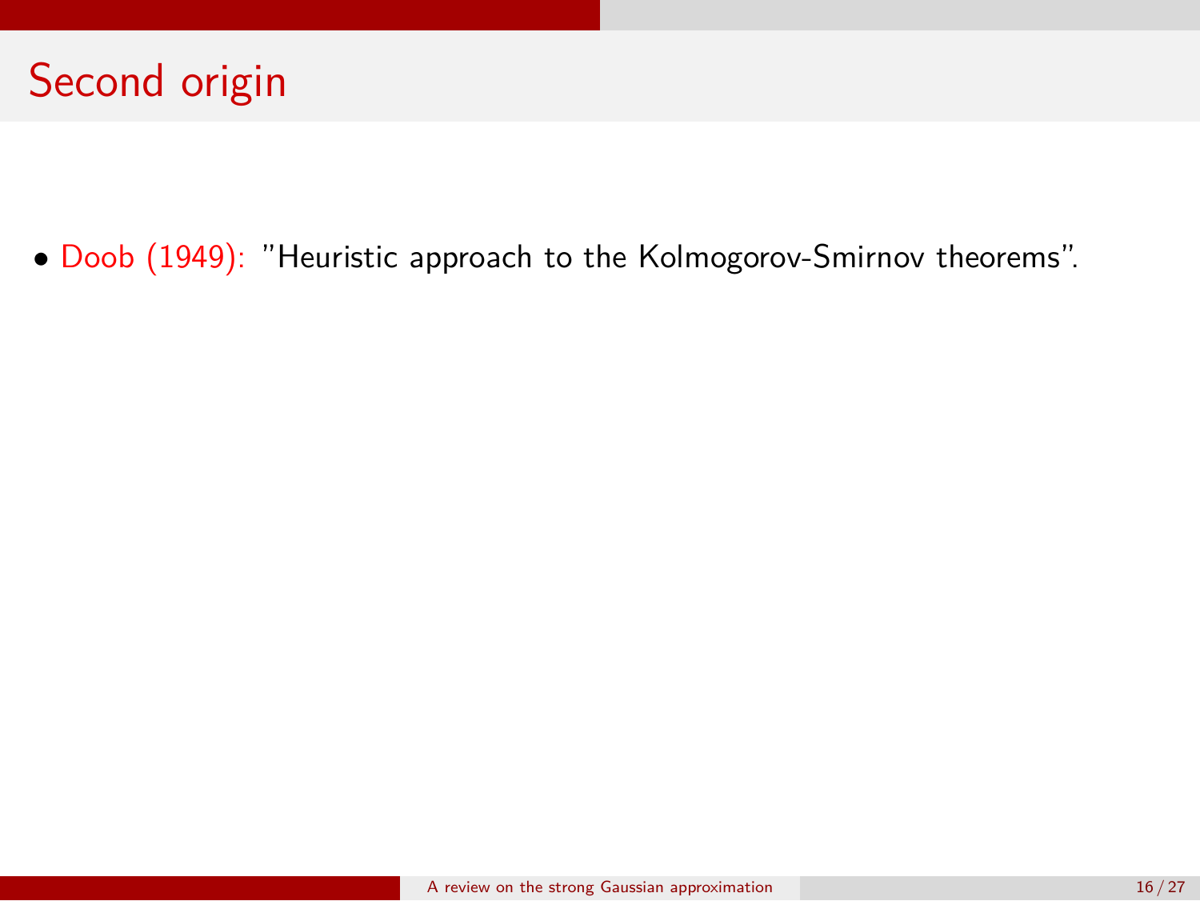# Second origin

- Doob (1949): "Heuristic approach to the Kolmogorov-Smirnov theorems".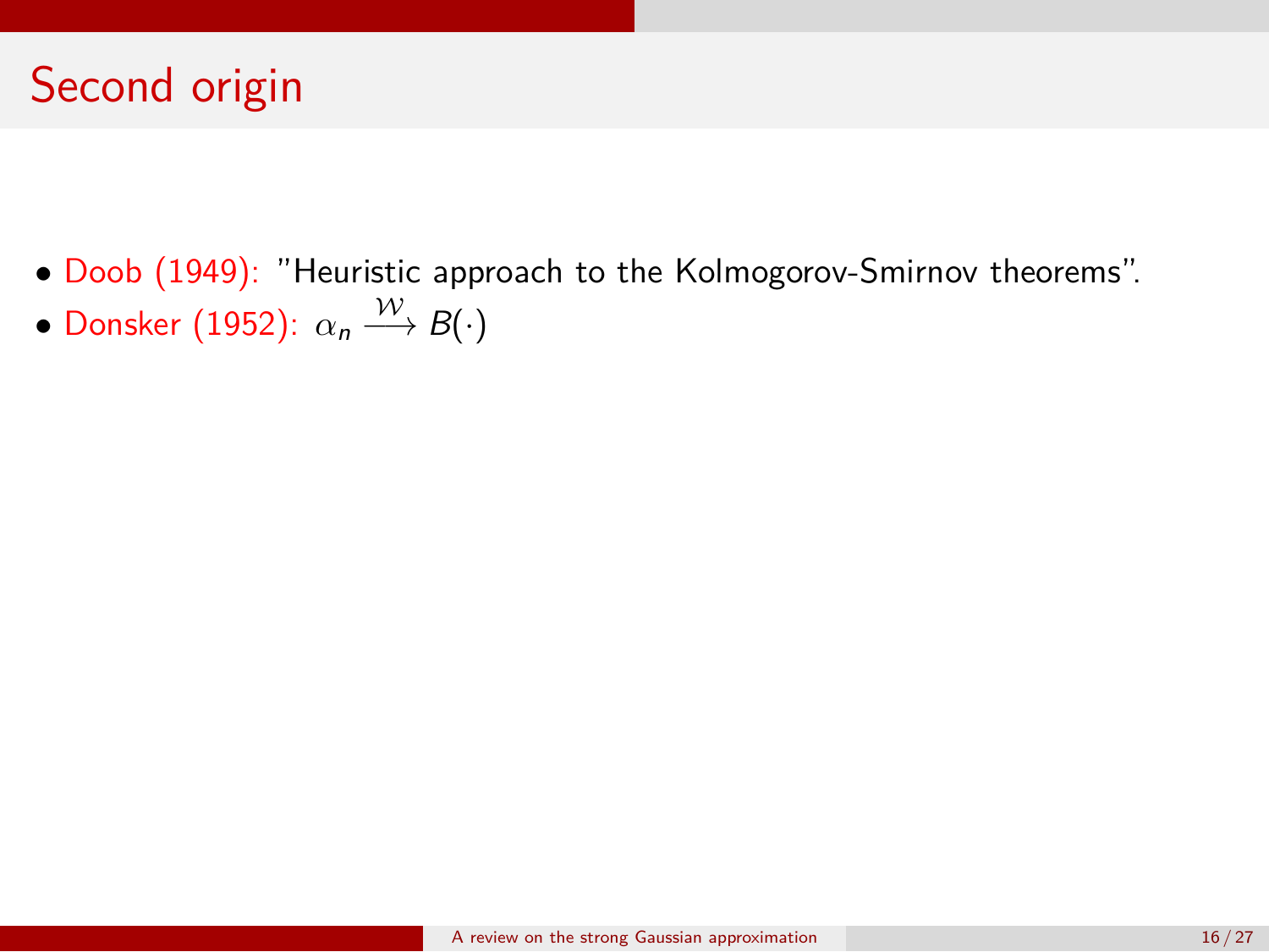# Second origin

- Doob (1949): "Heuristic approach to the Kolmogorov-Smirnov theorems".
- Donsker (1952): $\alpha_n \xrightarrow{\mathcal{W}} B(\cdot)$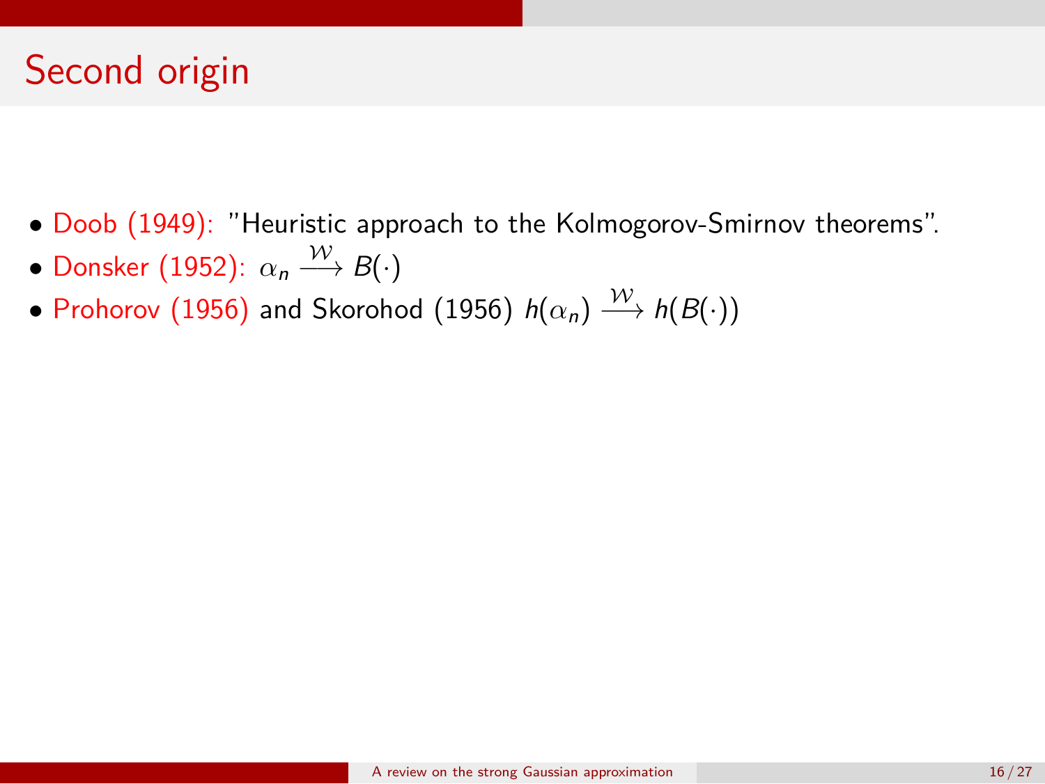# Second origin

- Doob (1949): "Heuristic approach to the Kolmogorov-Smirnov theorems".
- Donsker (1952): $\alpha_n \xrightarrow{\mathcal{W}} B(\cdot)$
- Prohorov (1956) and Skorohod (1956) $h(\alpha_n) \xrightarrow{\mathcal{W}} h(B(\cdot))$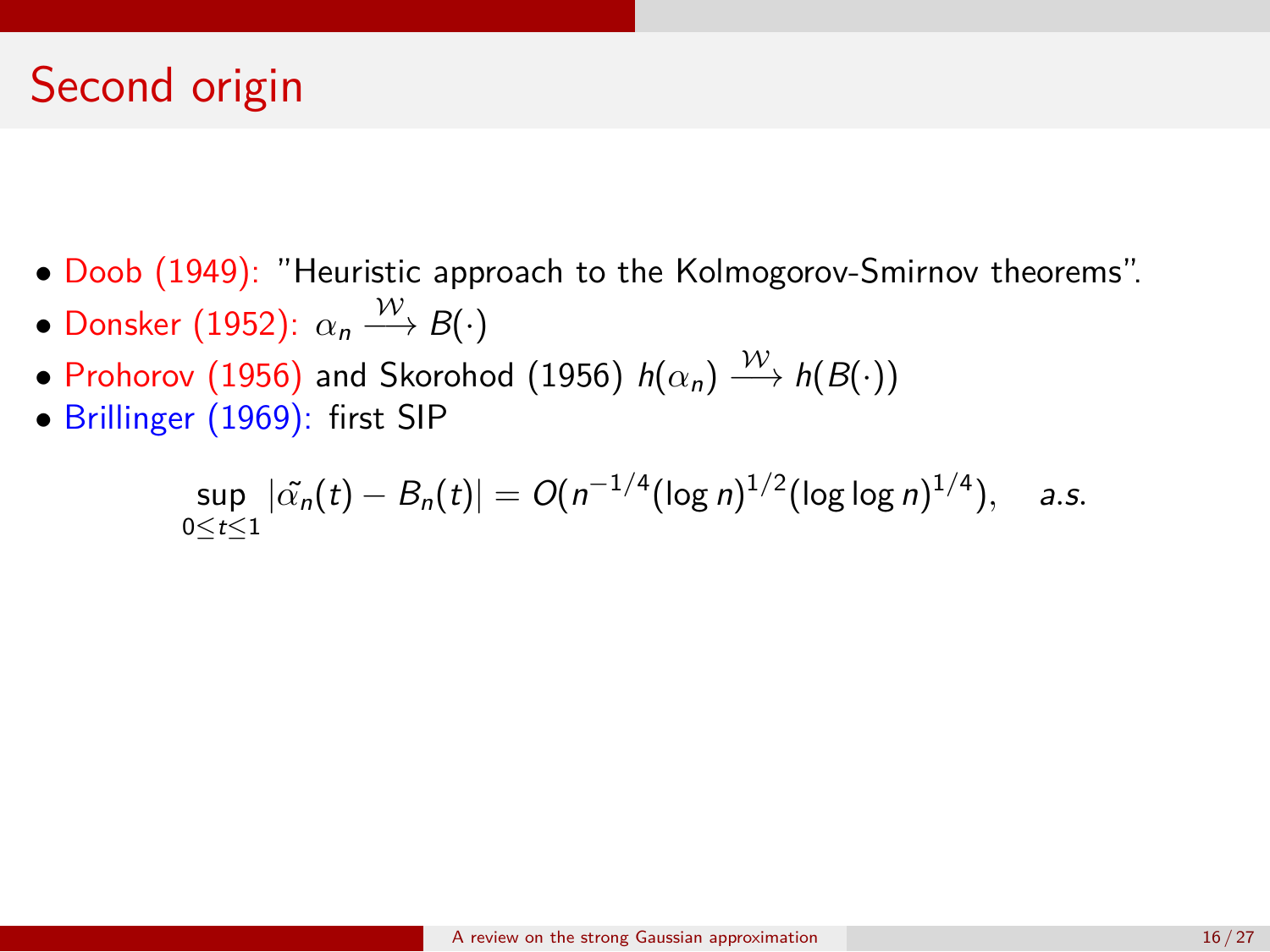# Second origin

- Doob (1949): "Heuristic approach to the Kolmogorov-Smirnov theorems".
- Donsker (1952): $\alpha_n \xrightarrow{\mathcal{W}} B(\cdot)$
- Prohorov (1956) and Skorohod (1956) $h(\alpha_n) \xrightarrow{\mathcal{W}} h(B(\cdot))$
- Brillinger (1969): first SIP

$$\sup_{0 \leq t \leq 1} |\tilde{\alpha_n}(t) - B_n(t)| = O(n^{-1/4}(\log n)^{1/2}(\log \log n)^{1/4}), \quad a.s.$$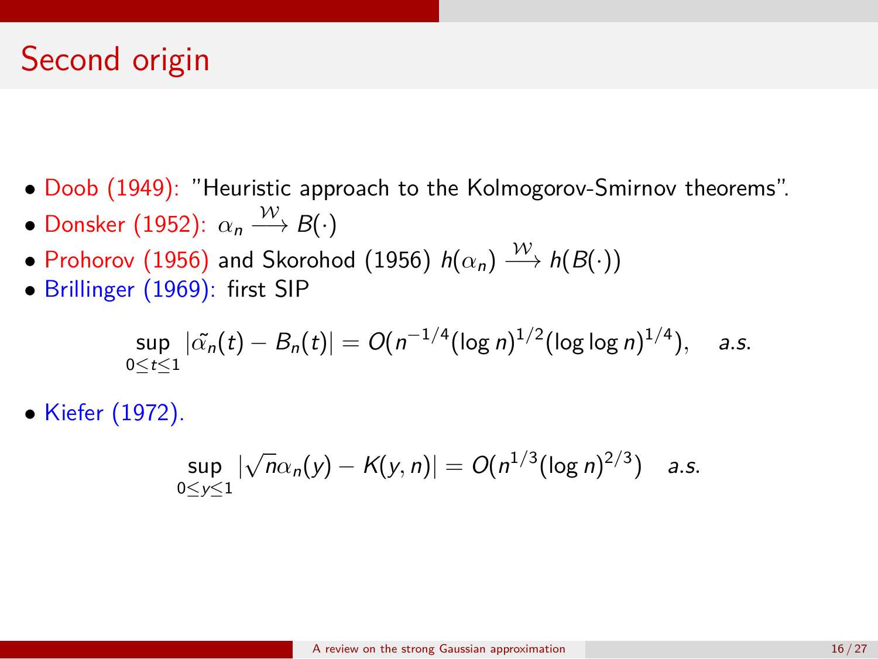# Second origin

- Doob (1949): "Heuristic approach to the Kolmogorov-Smirnov theorems".
- Donsker (1952): $\alpha_n \xrightarrow{\mathcal{W}} B(\cdot)$
- Prohorov (1956) and Skorohod (1956) $h(\alpha_n) \xrightarrow{\mathcal{W}} h(B(\cdot))$
- Brillinger (1969): first SIP

$$\sup_{0 \leq t \leq 1} |\tilde{\alpha_n}(t) - B_n(t)| = O(n^{-1/4}(\log n)^{1/2}(\log\log n)^{1/4}), \quad a.s.$$

- Kiefer (1972).

$$\sup_{0 \leq y \leq 1} |\sqrt{n}\alpha_n(y) - K(y, n)| = O(n^{1/3}(\log n)^{2/3}) \quad a.s.$$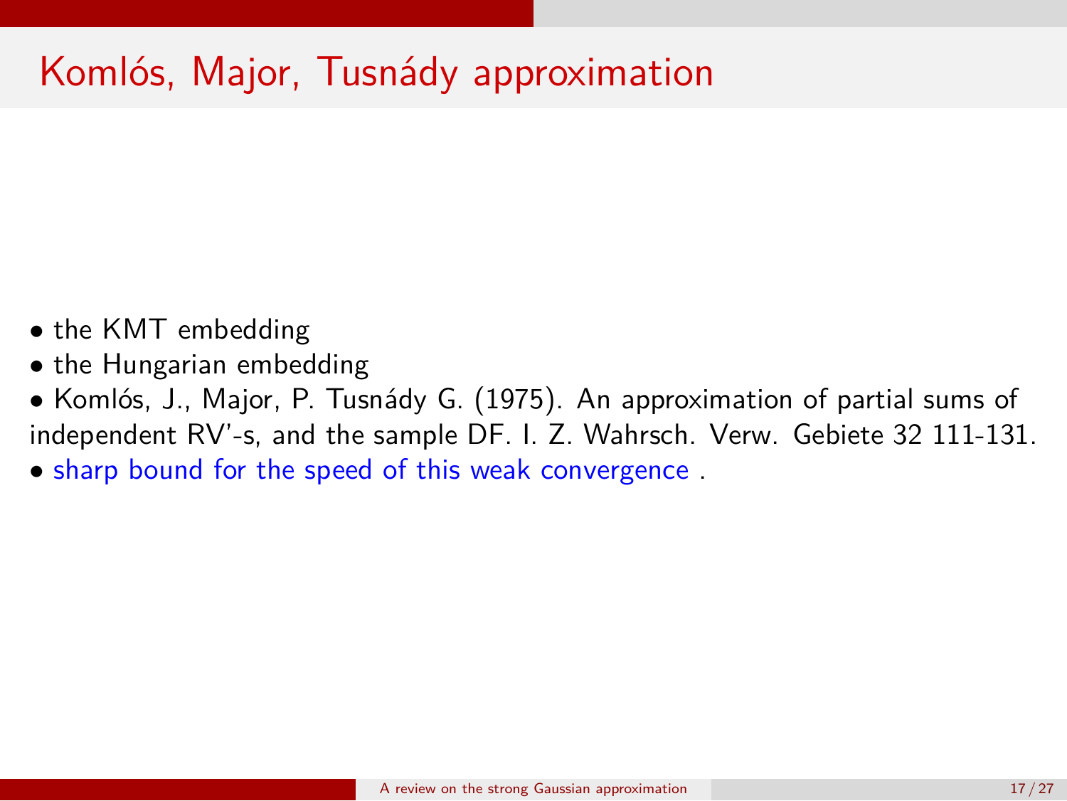# Komlós, Major, Tusnády approximation

- the KMT embedding
- the Hungarian embedding
- Komlós, J., Major, P. Tusnády G. (1975). An approximation of partial sums of independent RV'-s, and the sample DF. I. Z. Wahrsch. Verw. Gebiete 32 111-131.
- sharp bound for the speed of this weak convergence .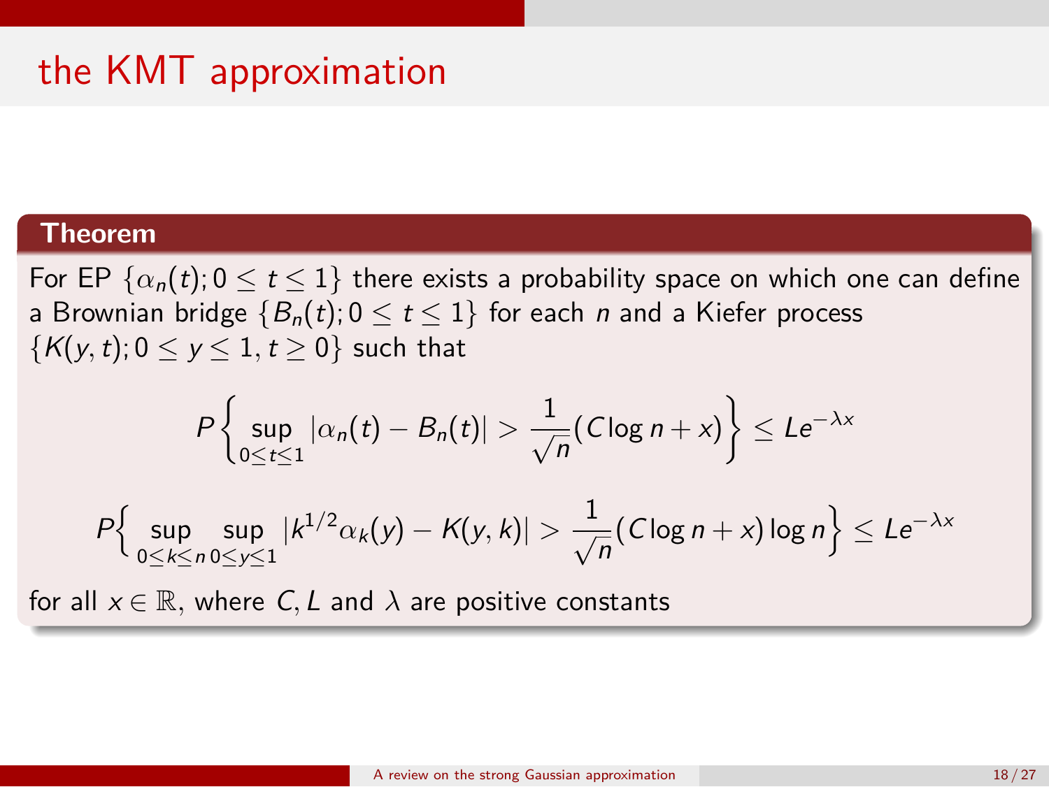# the KMT approximation

**Theorem**

For EP $\{\alpha_n(t); 0 \le t \le 1\}$ there exists a probability space on which one can define a Brownian bridge $\{B_n(t); 0 \le t \le 1\}$ for each $n$ and a Kiefer process $\{K(y,t); 0 \le y \le 1, t \ge 0\}$ such that

$$P\left\{ \sup_{0 \le t \le 1} |\alpha_n(t) - B_n(t)| > \frac{1}{\sqrt{n}}(C \log n + x) \right\} \le Le^{-\lambda x}$$

$$P\Big\{ \sup_{0 \le k \le n} \sup_{0 \le y \le 1} |k^{1/2}\alpha_k(y) - K(y,k)| > \frac{1}{\sqrt{n}}(C \log n + x) \log n \Big\} \le Le^{-\lambda x}$$

for all $x \in \mathbb{R}$, where $C, L$ and $\lambda$ are positive constants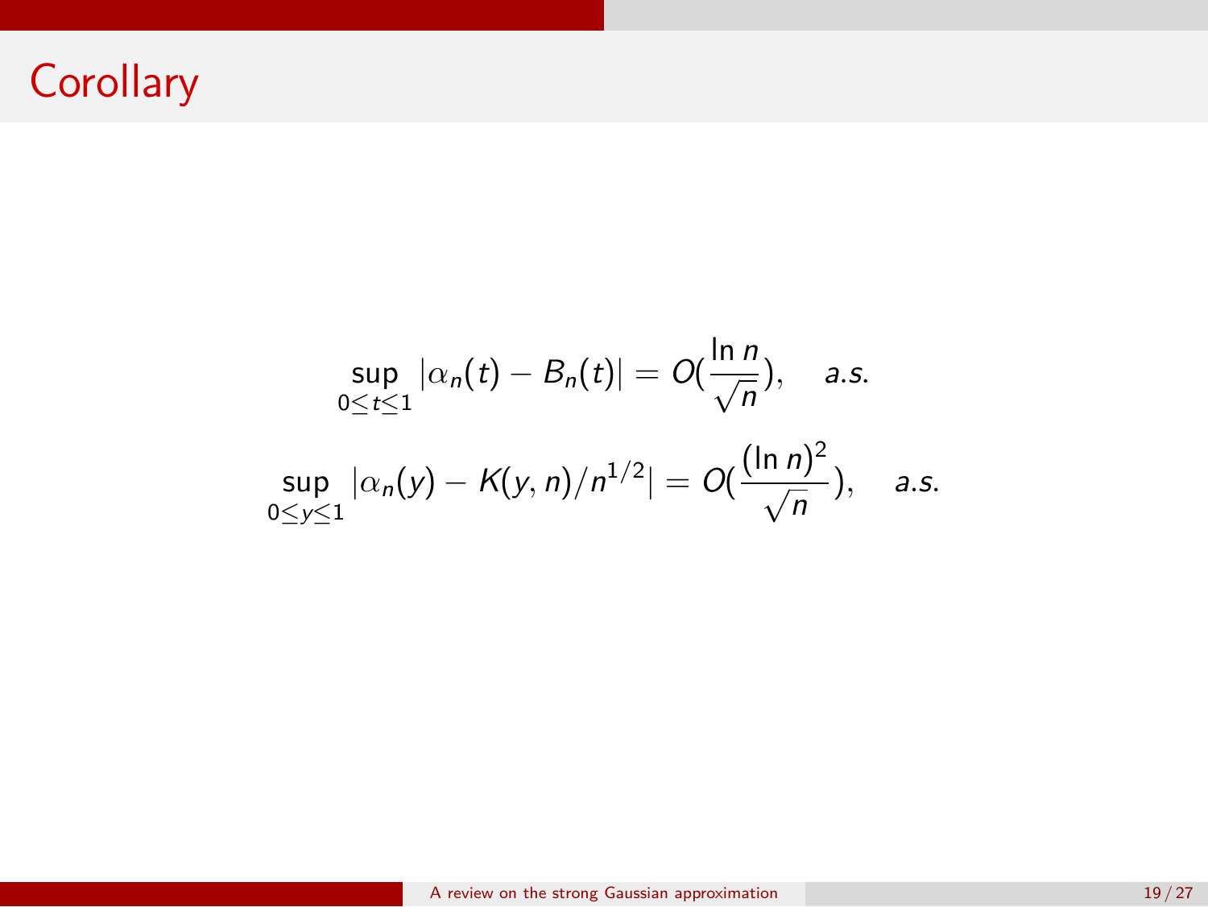# Corollary

$$\sup_{0 \leq t \leq 1} |\alpha_n(t) - B_n(t)| = O(\frac{\ln n}{\sqrt{n}}), \quad a.s.$$

$$\sup_{0 \leq y \leq 1} |\alpha_n(y) - K(y,n)/n^{1/2}| = O(\frac{(\ln n)^2}{\sqrt{n}}), \quad a.s.$$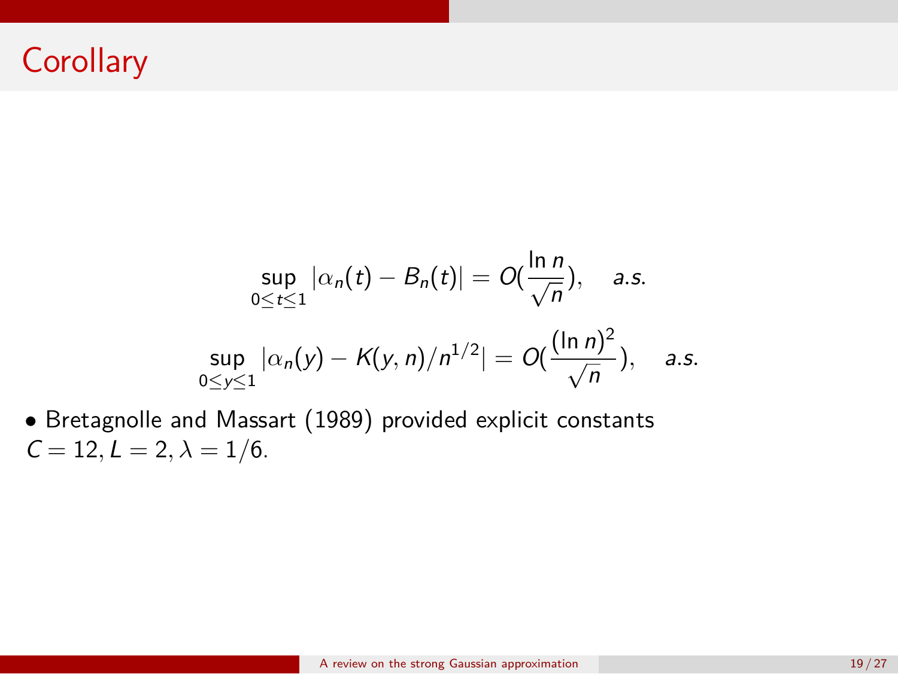# Corollary

$$\sup_{0 \leq t \leq 1} |\alpha_n(t) - B_n(t)| = O(\frac{\ln n}{\sqrt{n}}), \quad a.s.$$

$$\sup_{0 \leq y \leq 1} |\alpha_n(y) - K(y,n)/n^{1/2}| = O(\frac{(\ln n)^2}{\sqrt{n}}), \quad a.s.$$

- Bretagnolle and Massart (1989) provided explicit constants $C = 12, L = 2, \lambda = 1/6$.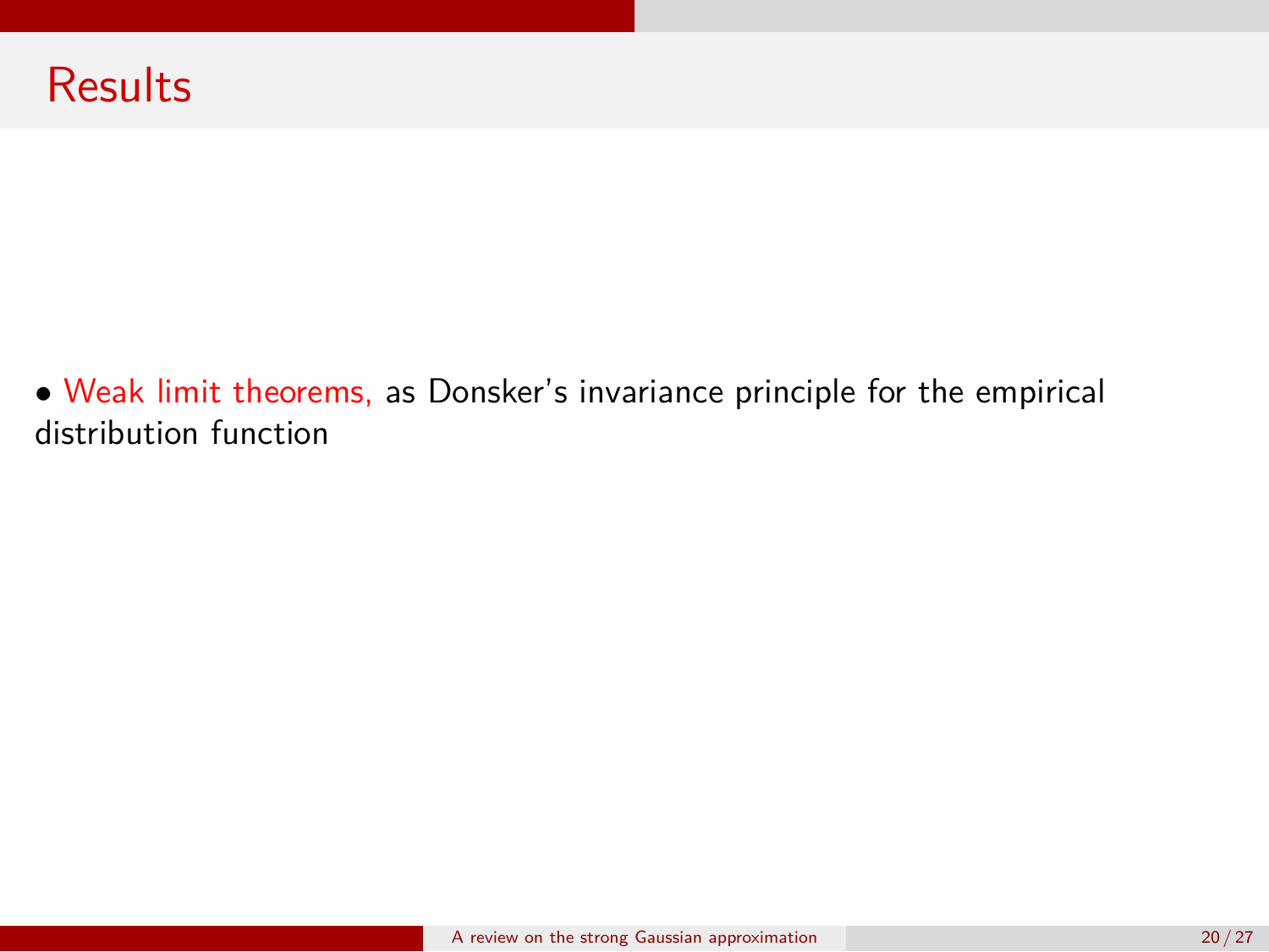# Results

- Weak limit theorems, as Donsker's invariance principle for the empirical distribution function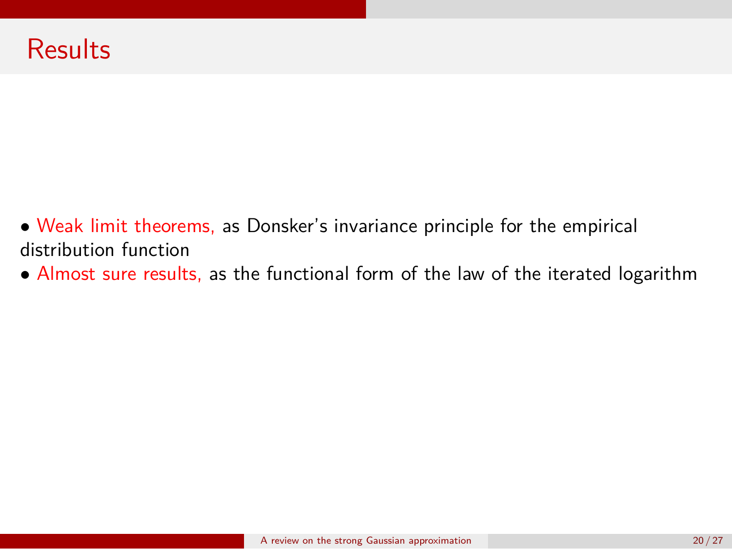# Results

- Weak limit theorems, as Donsker's invariance principle for the empirical distribution function
- Almost sure results, as the functional form of the law of the iterated logarithm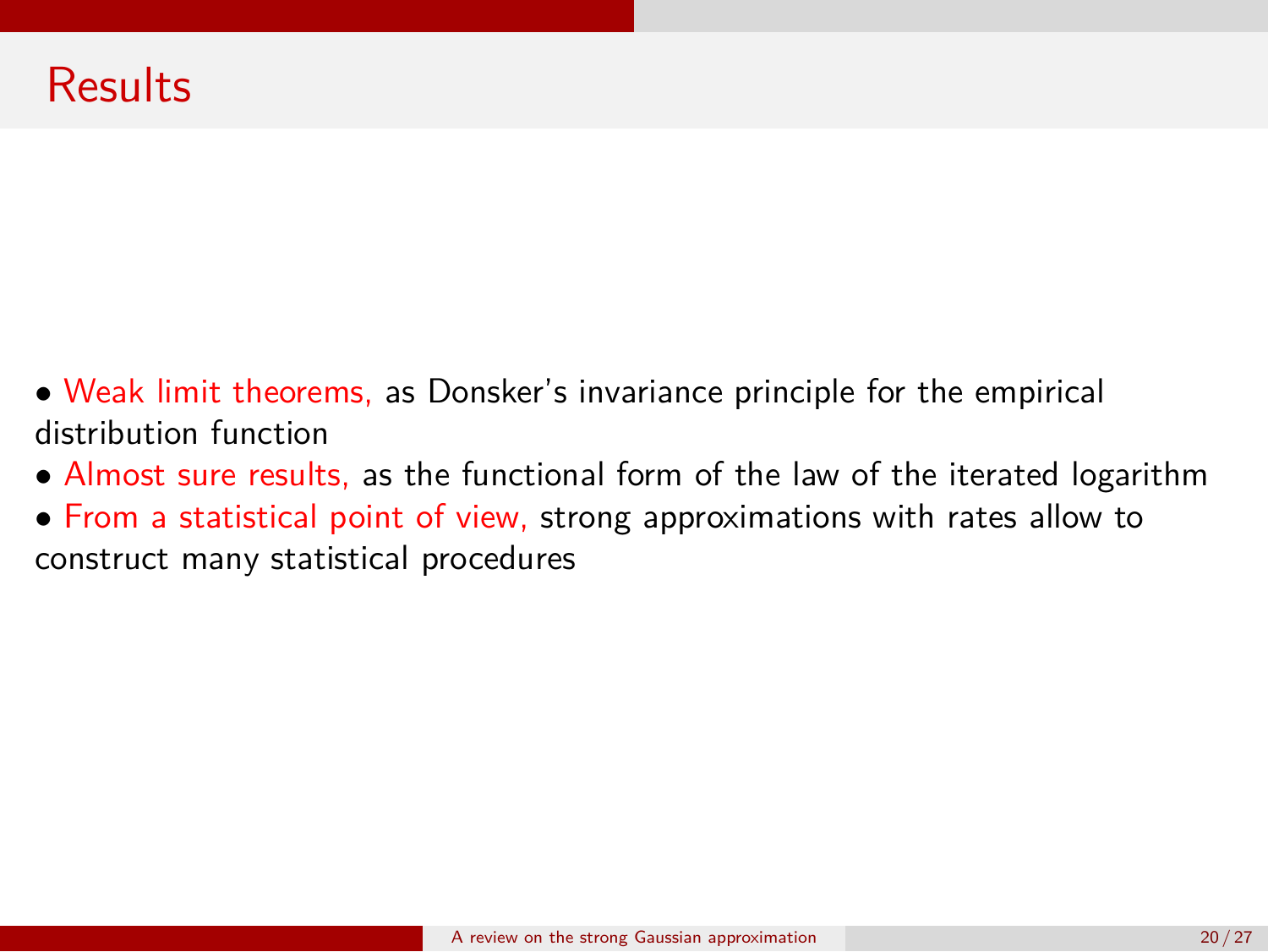# Results

- Weak limit theorems, as Donsker's invariance principle for the empirical distribution function
- Almost sure results, as the functional form of the law of the iterated logarithm
- From a statistical point of view, strong approximations with rates allow to construct many statistical procedures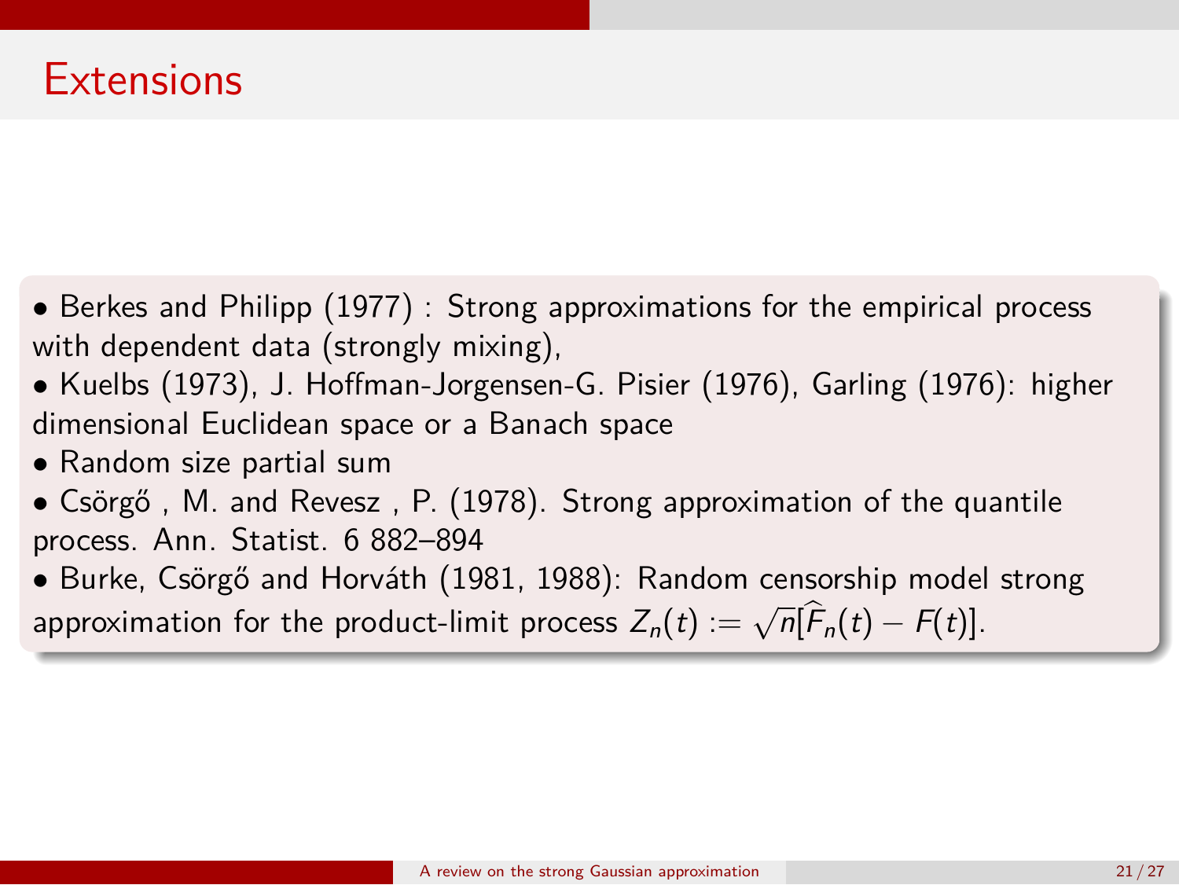# Extensions

- Berkes and Philipp (1977) : Strong approximations for the empirical process with dependent data (strongly mixing),
- Kuelbs (1973), J. Hoffman-Jorgensen-G. Pisier (1976), Garling (1976): higher dimensional Euclidean space or a Banach space
- Random size partial sum
- Csörgő , M. and Revesz , P. (1978). Strong approximation of the quantile process. Ann. Statist. 6 882–894
- Burke, Csörgő and Horváth (1981, 1988): Random censorship model strong approximation for the product-limit process $Z_n(t) := \sqrt{n}[\widehat{F}_n(t) - F(t)]$.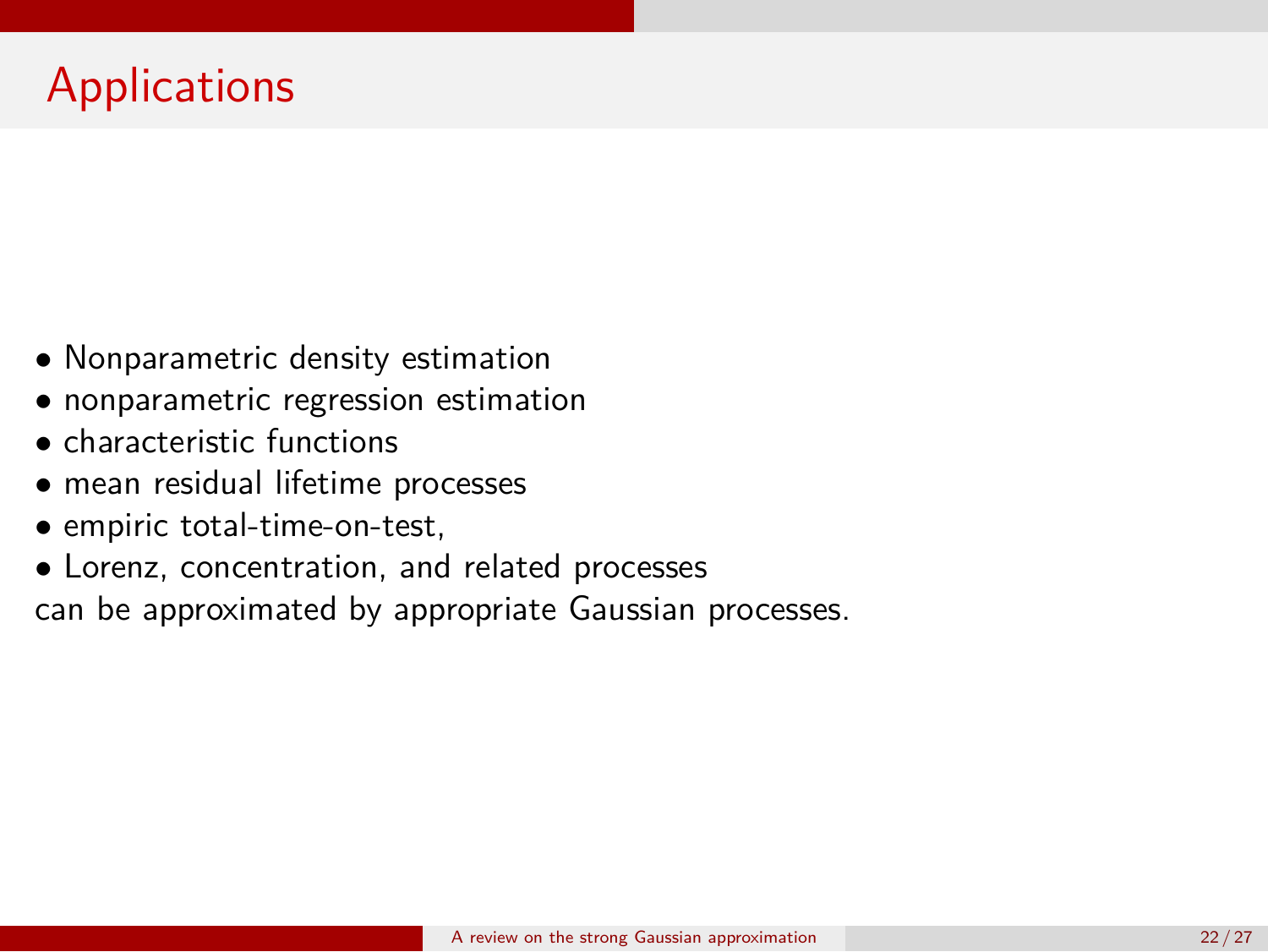# Applications

- Nonparametric density estimation
- nonparametric regression estimation
- characteristic functions
- mean residual lifetime processes
- empiric total-time-on-test,
- Lorenz, concentration, and related processes

can be approximated by appropriate Gaussian processes.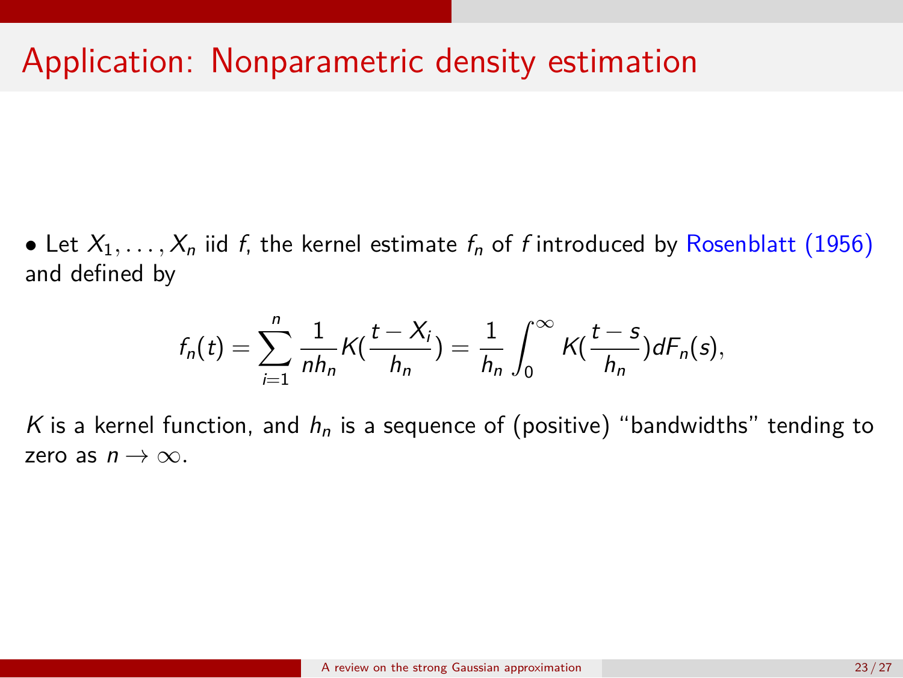# Application: Nonparametric density estimation

- Let $X_1, \ldots, X_n$ iid $f$, the kernel estimate $f_n$ of $f$ introduced by Rosenblatt (1956) and defined by

$$f_n(t) = \sum_{i=1}^{n} \frac{1}{nh_n} K(\frac{t - X_i}{h_n}) = \frac{1}{h_n} \int_0^{\infty} K(\frac{t - s}{h_n}) dF_n(s),$$

$K$ is a kernel function, and $h_n$ is a sequence of (positive) "bandwidths" tending to zero as $n \to \infty$.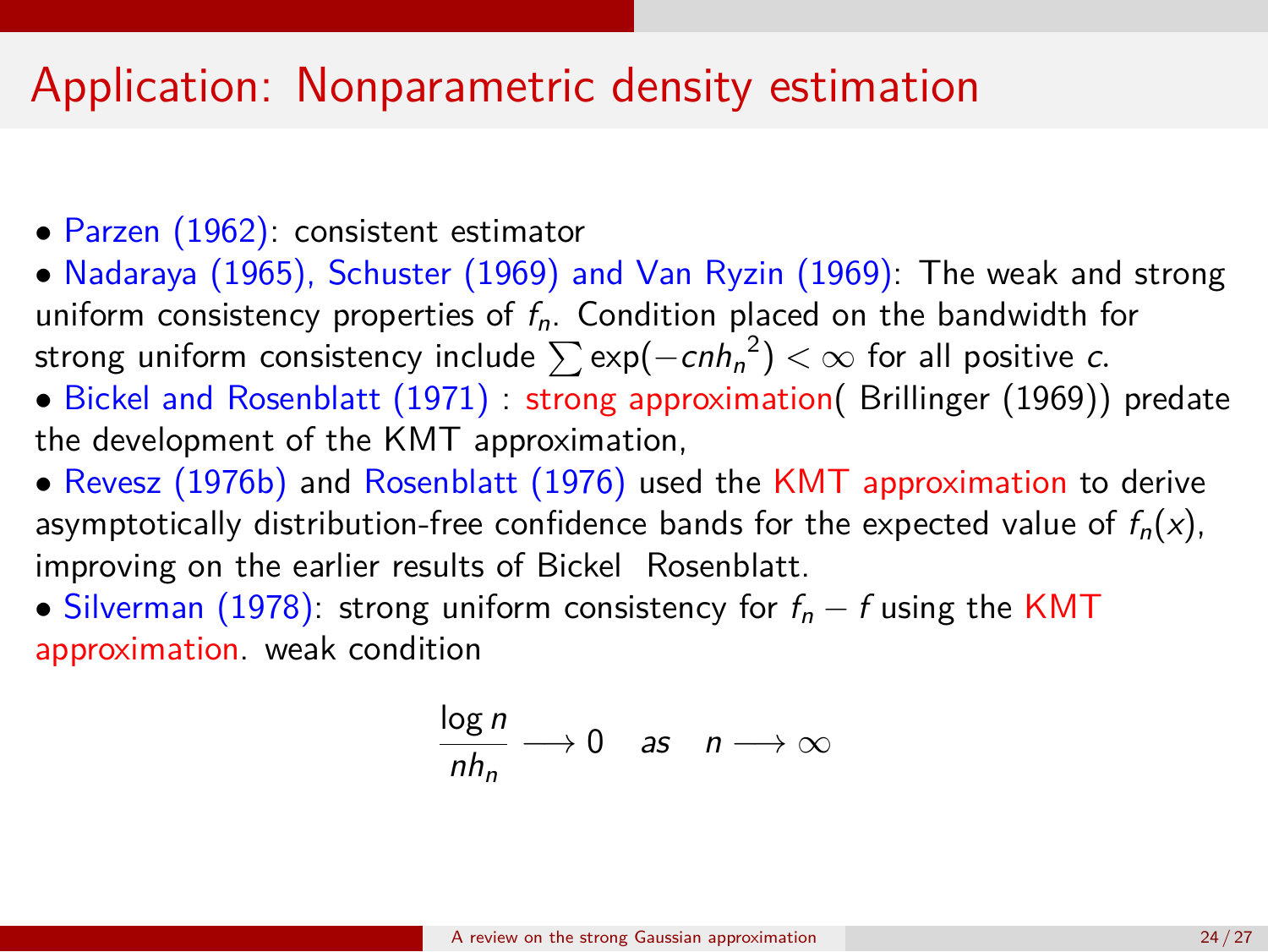# Application: Nonparametric density estimation

- Parzen (1962): consistent estimator
- Nadaraya (1965), Schuster (1969) and Van Ryzin (1969): The weak and strong uniform consistency properties of $f_n$. Condition placed on the bandwidth for strong uniform consistency include $\sum \exp(-cn{h_n}^2) < \infty$ for all positive $c$.
- Bickel and Rosenblatt (1971) : strong approximation( Brillinger (1969)) predate the development of the KMT approximation,
- Revesz (1976b) and Rosenblatt (1976) used the KMT approximation to derive asymptotically distribution-free confidence bands for the expected value of $f_n(x)$, improving on the earlier results of Bickel Rosenblatt.
- Silverman (1978): strong uniform consistency for $f_n - f$ using the KMT approximation. weak condition

$$\frac{\log n}{nh_n} \longrightarrow 0 \quad as \quad n \longrightarrow \infty$$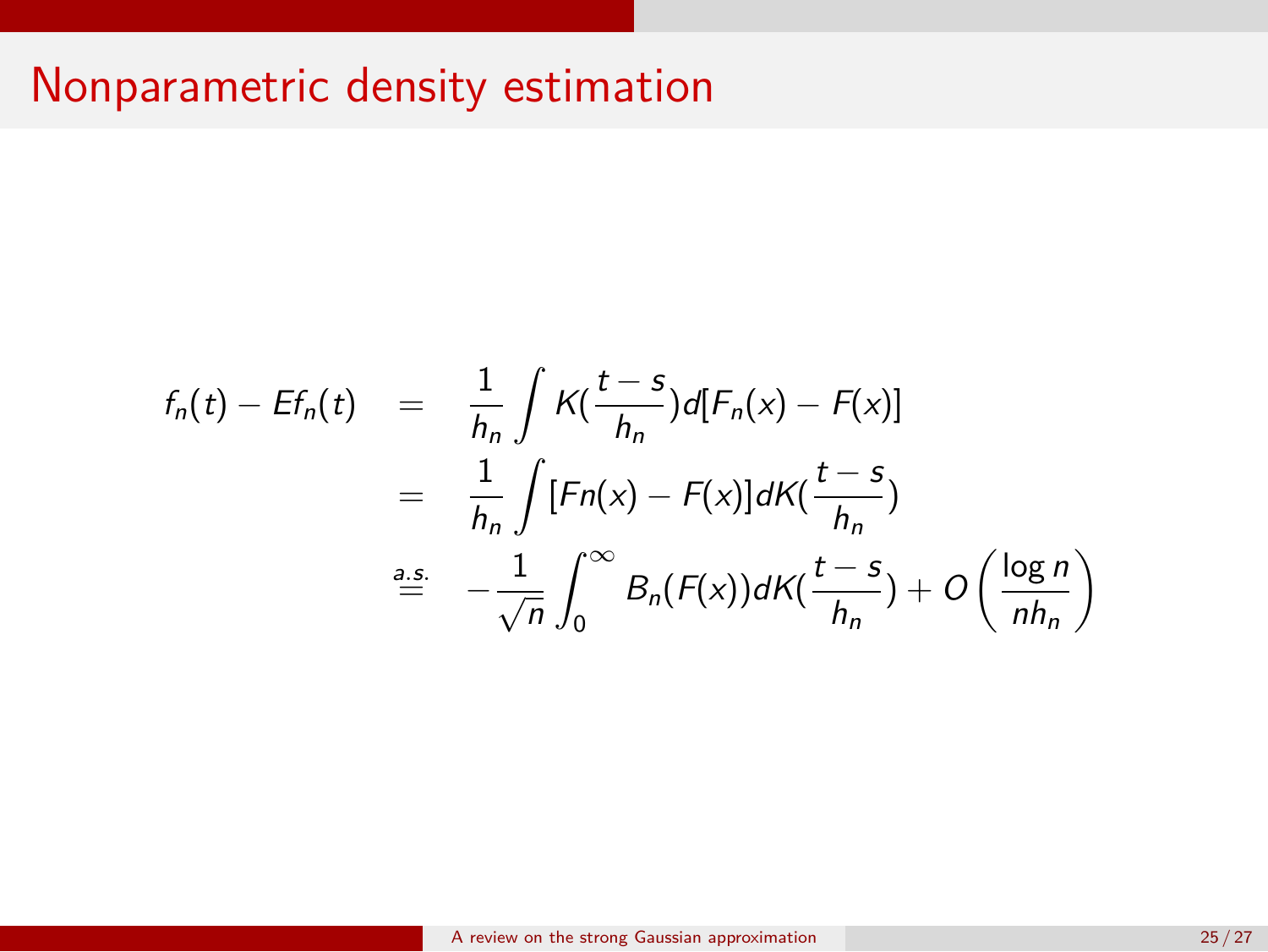# Nonparametric density estimation

$$
\begin{aligned}
f_n(t) - Ef_n(t) &= \frac{1}{h_n} \int K(\frac{t-s}{h_n}) d[F_n(x) - F(x)] \\
&= \frac{1}{h_n} \int [Fn(x) - F(x)] dK(\frac{t-s}{h_n}) \\
&\overset{a.s.}{=} -\frac{1}{\sqrt{n}} \int_0^\infty B_n(F(x)) dK(\frac{t-s}{h_n}) + O\left(\frac{\log n}{nh_n}\right)
\end{aligned}
$$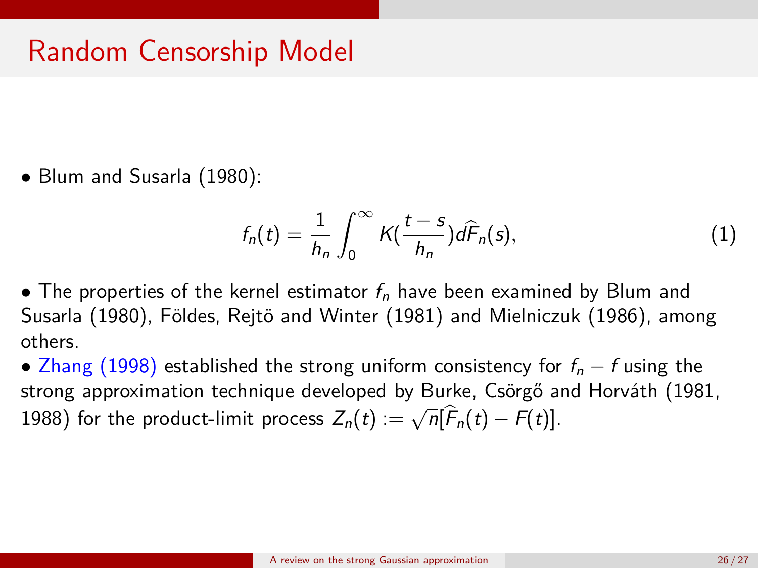# Random Censorship Model

- Blum and Susarla (1980):

$$f_n(t) = \frac{1}{h_n} \int_0^\infty K(\frac{t-s}{h_n}) d\widehat{F}_n(s), \tag{1}$$

- The properties of the kernel estimator $f_n$ have been examined by Blum and Susarla (1980), Földes, Rejtö and Winter (1981) and Mielniczuk (1986), among others.
- Zhang (1998) established the strong uniform consistency for $f_n - f$ using the strong approximation technique developed by Burke, Csörgő and Horváth (1981, 1988) for the product-limit process $Z_n(t) := \sqrt{n}[\widehat{F}_n(t) - F(t)]$.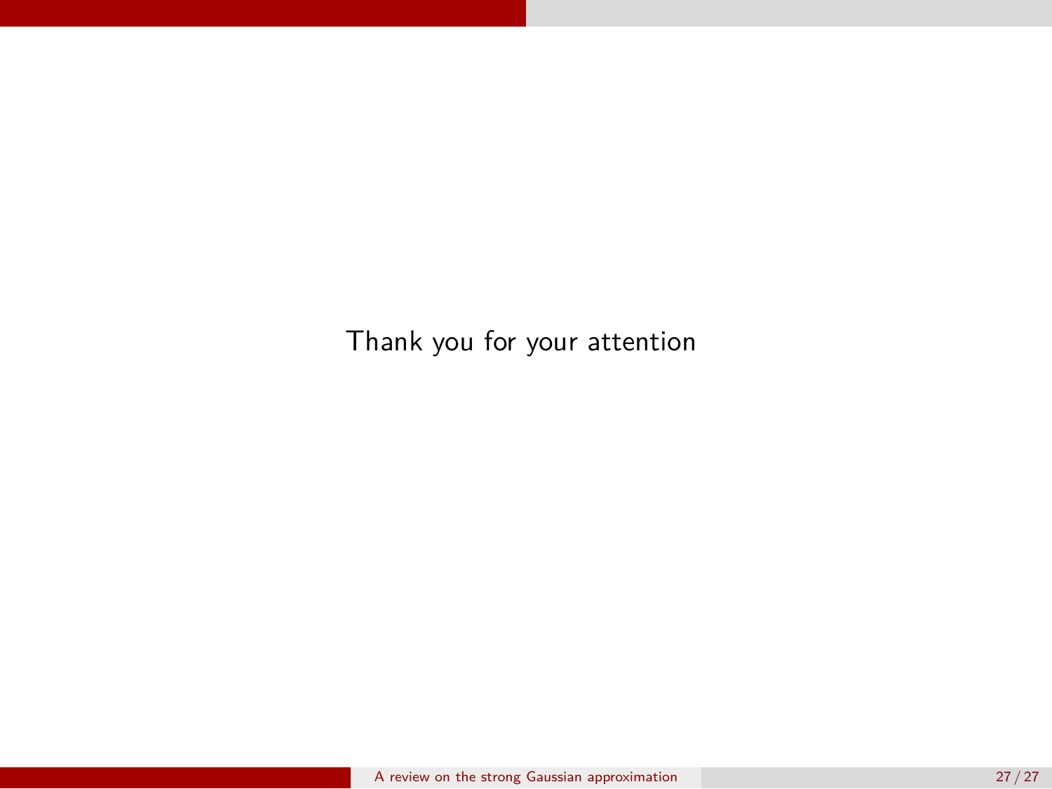Thank you for your attention